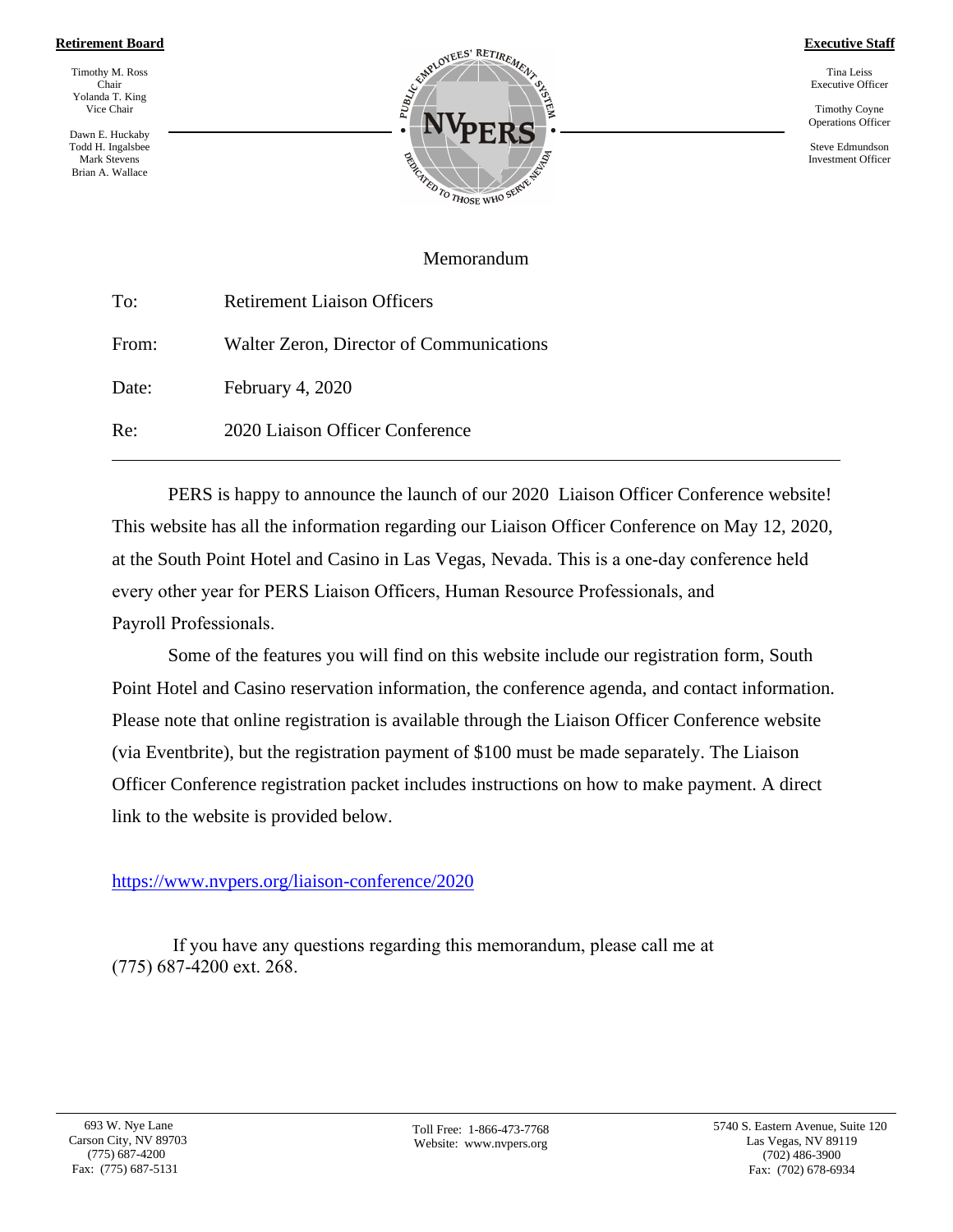**Retirement Board**

Timothy M. Ross
Chair
Yolanda T. King
Vice Chair

Dawn E. Huckaby
Todd H. Ingalsbee
Mark Stevens
Brian A. Wallace

PUBLIC EMPLOYEES' RETIREMENT SYSTEM
NVPERS
DEDICATED TO THOSE WHO SERVE NEVADA

**Executive Staff**

Tina Leiss
Executive Officer

Timothy Coyne
Operations Officer

Steve Edmundson
Investment Officer

Memorandum

| | |
|---|---|
| To: | Retirement Liaison Officers |
| From: | Walter Zeron, Director of Communications |
| Date: | February 4, 2020 |
| Re: | 2020 Liaison Officer Conference |

---

PERS is happy to announce the launch of our 2020 Liaison Officer Conference website! This website has all the information regarding our Liaison Officer Conference on May 12, 2020, at the South Point Hotel and Casino in Las Vegas, Nevada. This is a one-day conference held every other year for PERS Liaison Officers, Human Resource Professionals, and Payroll Professionals.

Some of the features you will find on this website include our registration form, South Point Hotel and Casino reservation information, the conference agenda, and contact information. Please note that online registration is available through the Liaison Officer Conference website (via Eventbrite), but the registration payment of $100 must be made separately. The Liaison Officer Conference registration packet includes instructions on how to make payment. A direct link to the website is provided below.

https://www.nvpers.org/liaison-conference/2020

If you have any questions regarding this memorandum, please call me at (775) 687-4200 ext. 268.

693 W. Nye Lane
Carson City, NV 89703
(775) 687-4200
Fax: (775) 687-5131

Toll Free: 1-866-473-7768
Website: www.nvpers.org

5740 S. Eastern Avenue, Suite 120
Las Vegas, NV 89119
(702) 486-3900
Fax: (702) 678-6934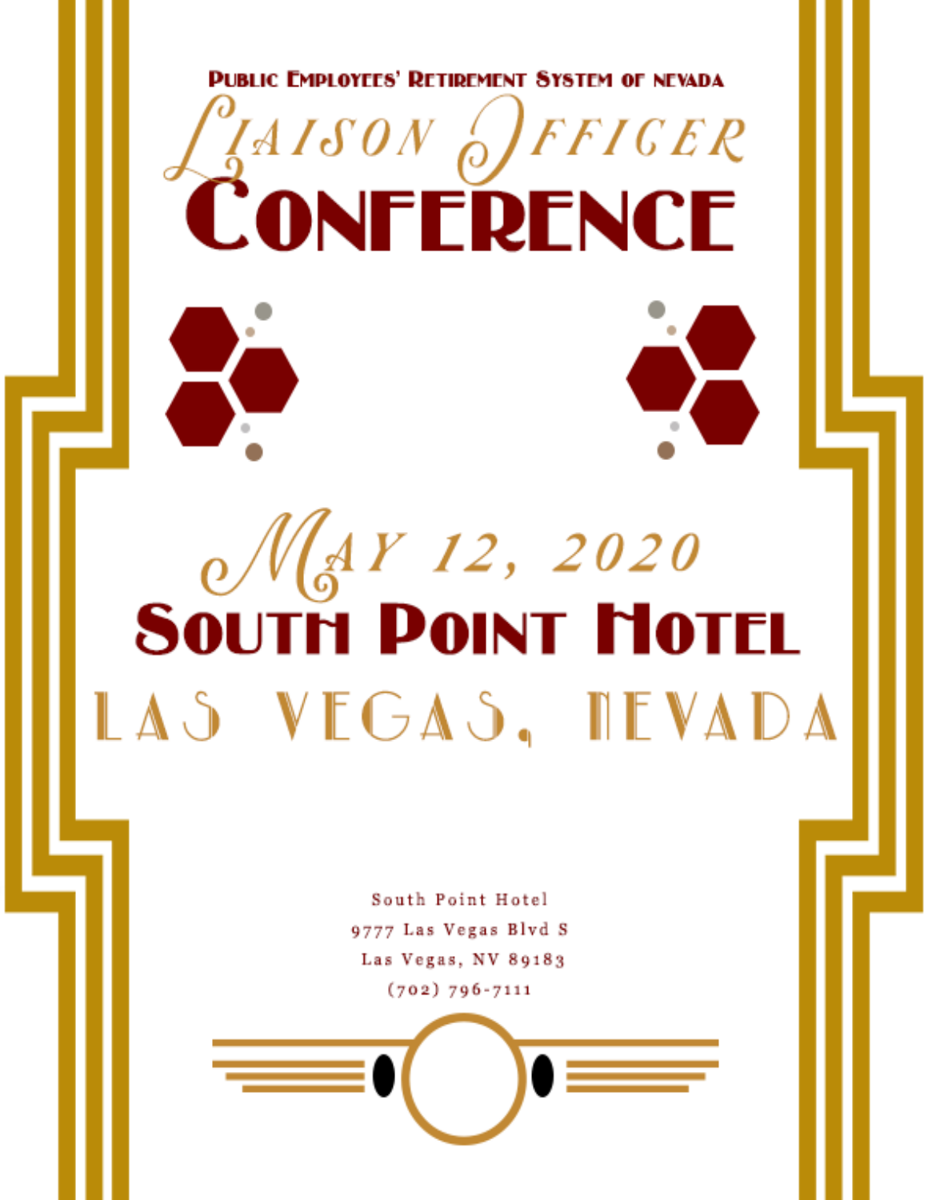Public Employees' Retirement System of Nevada

# Liaison Officer Conference

## May 12, 2020

## South Point Hotel

## Las Vegas, Nevada

South Point Hotel
9777 Las Vegas Blvd S
Las Vegas, NV 89183
(702) 796-7111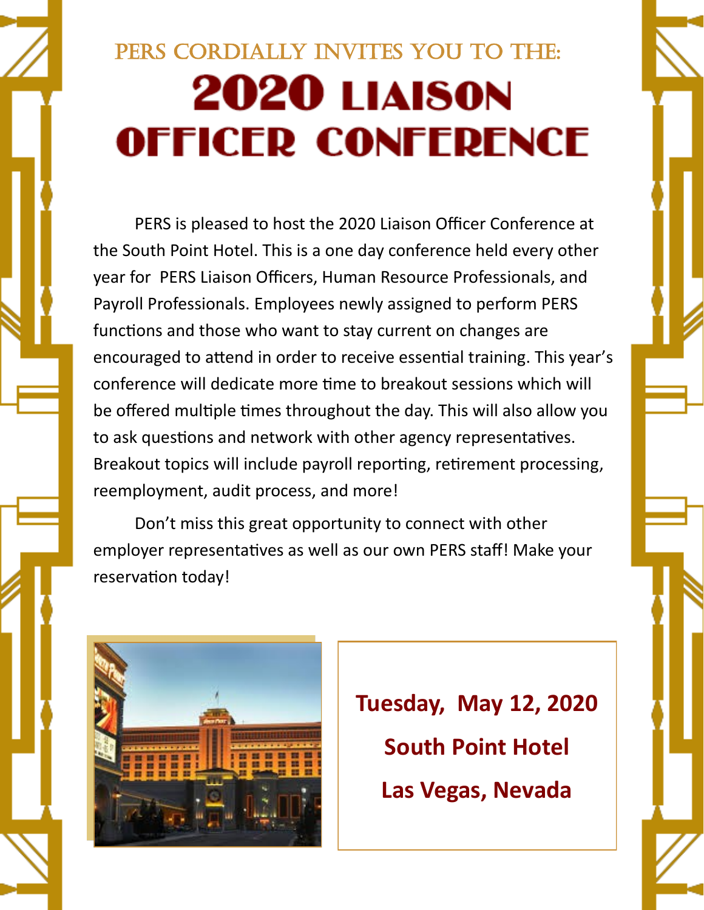## PERS CORDIALLY INVITES YOU TO THE:

# 2020 LIAISON OFFICER CONFERENCE

PERS is pleased to host the 2020 Liaison Officer Conference at the South Point Hotel. This is a one day conference held every other year for PERS Liaison Officers, Human Resource Professionals, and Payroll Professionals. Employees newly assigned to perform PERS functions and those who want to stay current on changes are encouraged to attend in order to receive essential training. This year's conference will dedicate more time to breakout sessions which will be offered multiple times throughout the day. This will also allow you to ask questions and network with other agency representatives. Breakout topics will include payroll reporting, retirement processing, reemployment, audit process, and more!

Don't miss this great opportunity to connect with other employer representatives as well as our own PERS staff! Make your reservation today!

**Tuesday, May 12, 2020**

**South Point Hotel**

**Las Vegas, Nevada**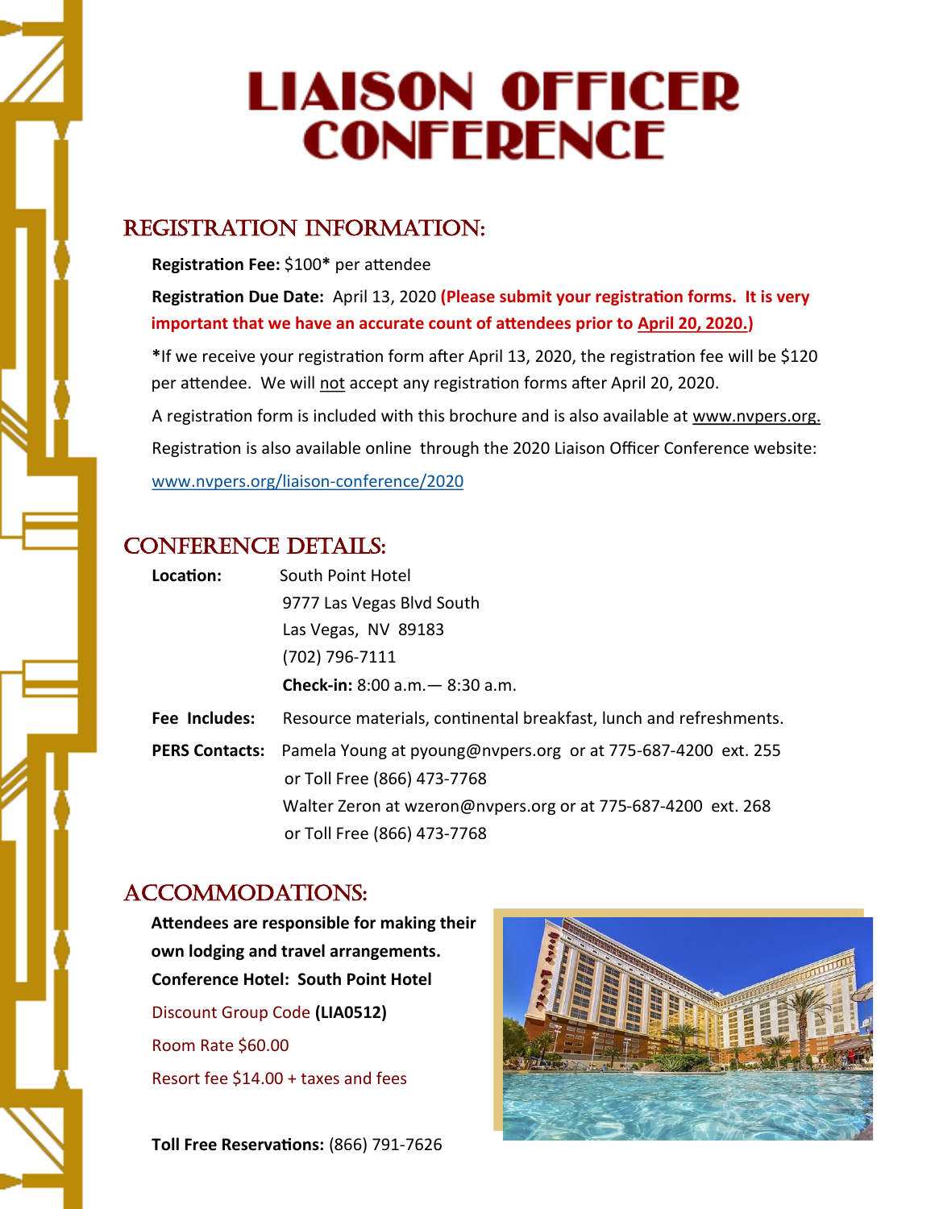# LIAISON OFFICER CONFERENCE

## REGISTRATION INFORMATION:

**Registration Fee:** $100* per attendee

**Registration Due Date:** April 13, 2020 **(Please submit your registration forms. It is very important that we have an accurate count of attendees prior to April 20, 2020.)**

*If we receive your registration form after April 13, 2020, the registration fee will be $120 per attendee. We will not accept any registration forms after April 20, 2020.

A registration form is included with this brochure and is also available at www.nvpers.org.

Registration is also available online through the 2020 Liaison Officer Conference website:

www.nvpers.org/liaison-conference/2020

## CONFERENCE DETAILS:

**Location:** South Point Hotel
9777 Las Vegas Blvd South
Las Vegas, NV 89183
(702) 796-7111
**Check-in:** 8:00 a.m.— 8:30 a.m.

**Fee Includes:** Resource materials, continental breakfast, lunch and refreshments.

**PERS Contacts:** Pamela Young at pyoung@nvpers.org or at 775-687-4200 ext. 255 or Toll Free (866) 473-7768
Walter Zeron at wzeron@nvpers.org or at 775-687-4200 ext. 268 or Toll Free (866) 473-7768

## ACCOMMODATIONS:

**Attendees are responsible for making their own lodging and travel arrangements.**

**Conference Hotel: South Point Hotel**

Discount Group Code **(LIA0512)**

Room Rate $60.00

Resort fee $14.00 + taxes and fees

**Toll Free Reservations:** (866) 791-7626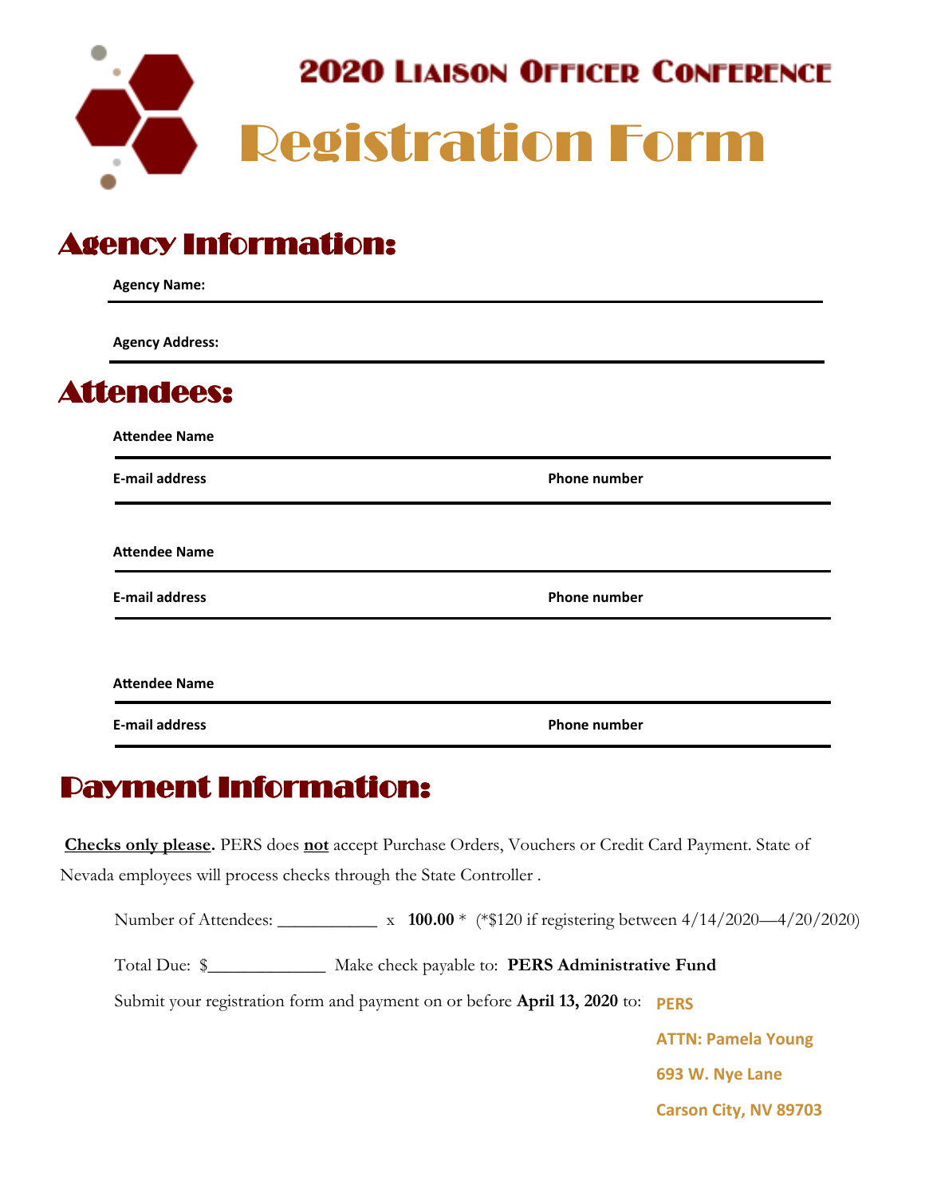# 2020 Liaison Officer Conference

# Registration Form

## Agency Information:

**Agency Name:**

**Agency Address:**

## Attendees:

**Attendee Name**

**E-mail address** **Phone number**

**Attendee Name**

**E-mail address** **Phone number**

**Attendee Name**

**E-mail address** **Phone number**

## Payment Information:

**Checks only please.** PERS does **not** accept Purchase Orders, Vouchers or Credit Card Payment. State of Nevada employees will process checks through the State Controller .

Number of Attendees: ___________ x **100.00** * (*$120 if registering between 4/14/2020—4/20/2020)

Total Due: $_____________ Make check payable to: **PERS Administrative Fund**

Submit your registration form and payment on or before **April 13, 2020** to:

**PERS**
**ATTN: Pamela Young**
**693 W. Nye Lane**
**Carson City, NV 89703**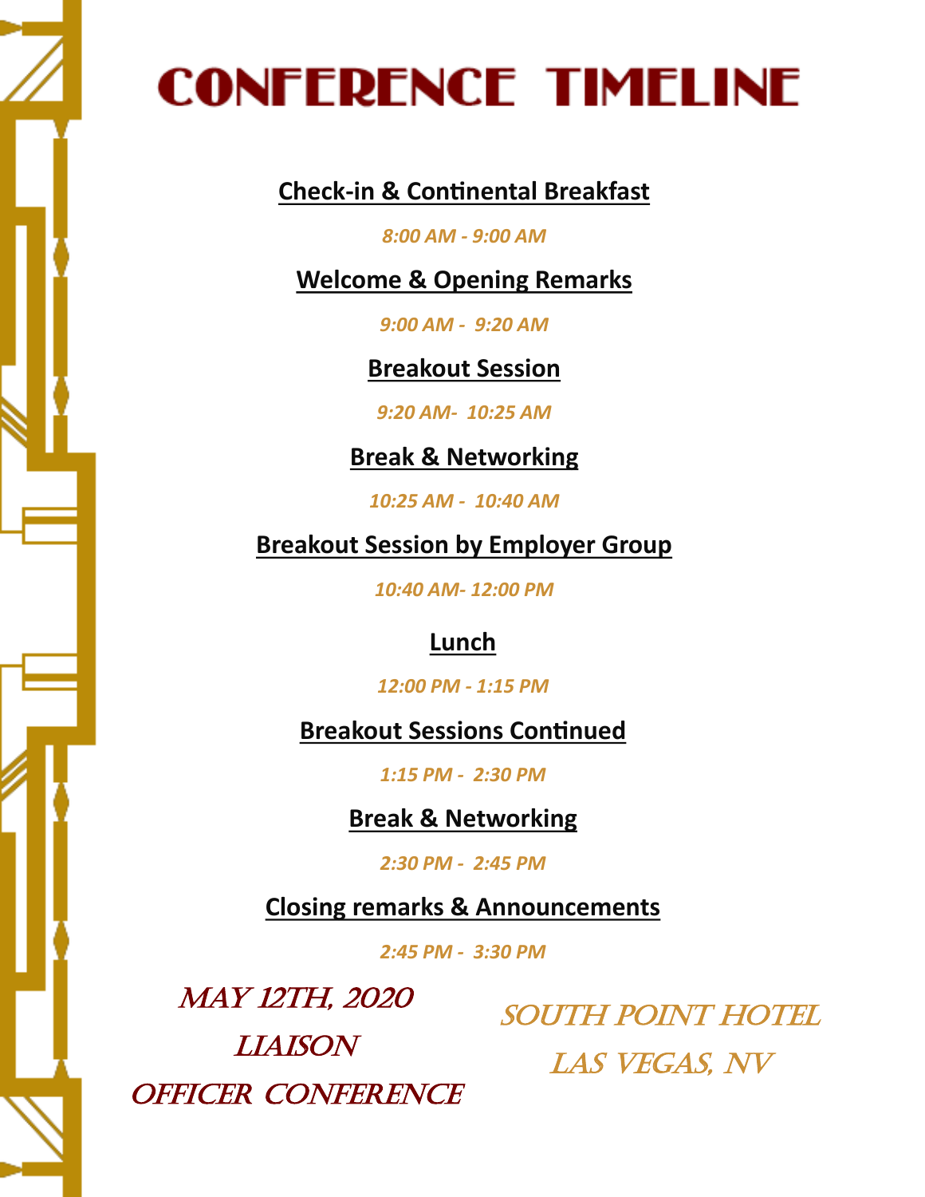# CONFERENCE TIMELINE

**Check-in & Continental Breakfast**

*8:00 AM - 9:00 AM*

**Welcome & Opening Remarks**

*9:00 AM - 9:20 AM*

**Breakout Session**

*9:20 AM- 10:25 AM*

**Break & Networking**

*10:25 AM - 10:40 AM*

**Breakout Session by Employer Group**

*10:40 AM- 12:00 PM*

**Lunch**

*12:00 PM - 1:15 PM*

**Breakout Sessions Continued**

*1:15 PM - 2:30 PM*

**Break & Networking**

*2:30 PM - 2:45 PM*

**Closing remarks & Announcements**

*2:45 PM - 3:30 PM*

MAY 12TH, 2020

LIAISON

OFFICER CONFERENCE

SOUTH POINT HOTEL

LAS VEGAS, NV